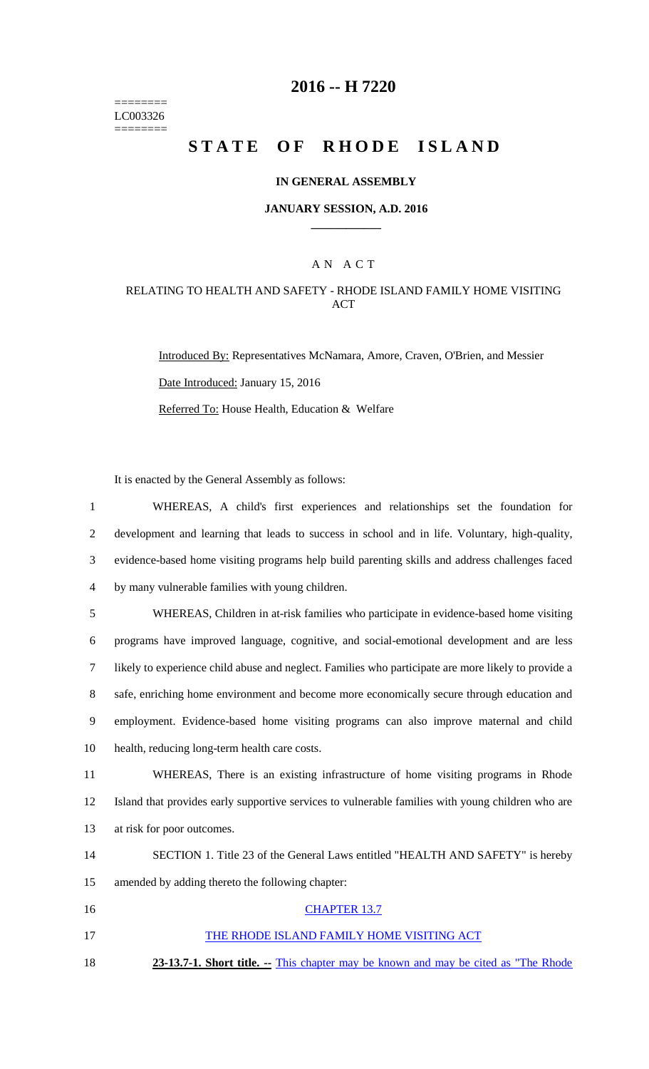========
LC003326
========

# 2016 -- H 7220

# STATE OF RHODE ISLAND

## IN GENERAL ASSEMBLY

### JANUARY SESSION, A.D. 2016

### A N A C T

### RELATING TO HEALTH AND SAFETY - RHODE ISLAND FAMILY HOME VISITING ACT

Introduced By: Representatives McNamara, Amore, Craven, O'Brien, and Messier

Date Introduced: January 15, 2016

Referred To: House Health, Education & Welfare

It is enacted by the General Assembly as follows:

1 WHEREAS, A child's first experiences and relationships set the foundation for
2 development and learning that leads to success in school and in life. Voluntary, high-quality,
3 evidence-based home visiting programs help build parenting skills and address challenges faced
4 by many vulnerable families with young children.

5 WHEREAS, Children in at-risk families who participate in evidence-based home visiting
6 programs have improved language, cognitive, and social-emotional development and are less
7 likely to experience child abuse and neglect. Families who participate are more likely to provide a
8 safe, enriching home environment and become more economically secure through education and
9 employment. Evidence-based home visiting programs can also improve maternal and child
10 health, reducing long-term health care costs.

11 WHEREAS, There is an existing infrastructure of home visiting programs in Rhode
12 Island that provides early supportive services to vulnerable families with young children who are
13 at risk for poor outcomes.

14 SECTION 1. Title 23 of the General Laws entitled "HEALTH AND SAFETY" is hereby
15 amended by adding thereto the following chapter:

16 CHAPTER 13.7

17 THE RHODE ISLAND FAMILY HOME VISITING ACT

18 **23-13.7-1. Short title. --** This chapter may be known and may be cited as "The Rhode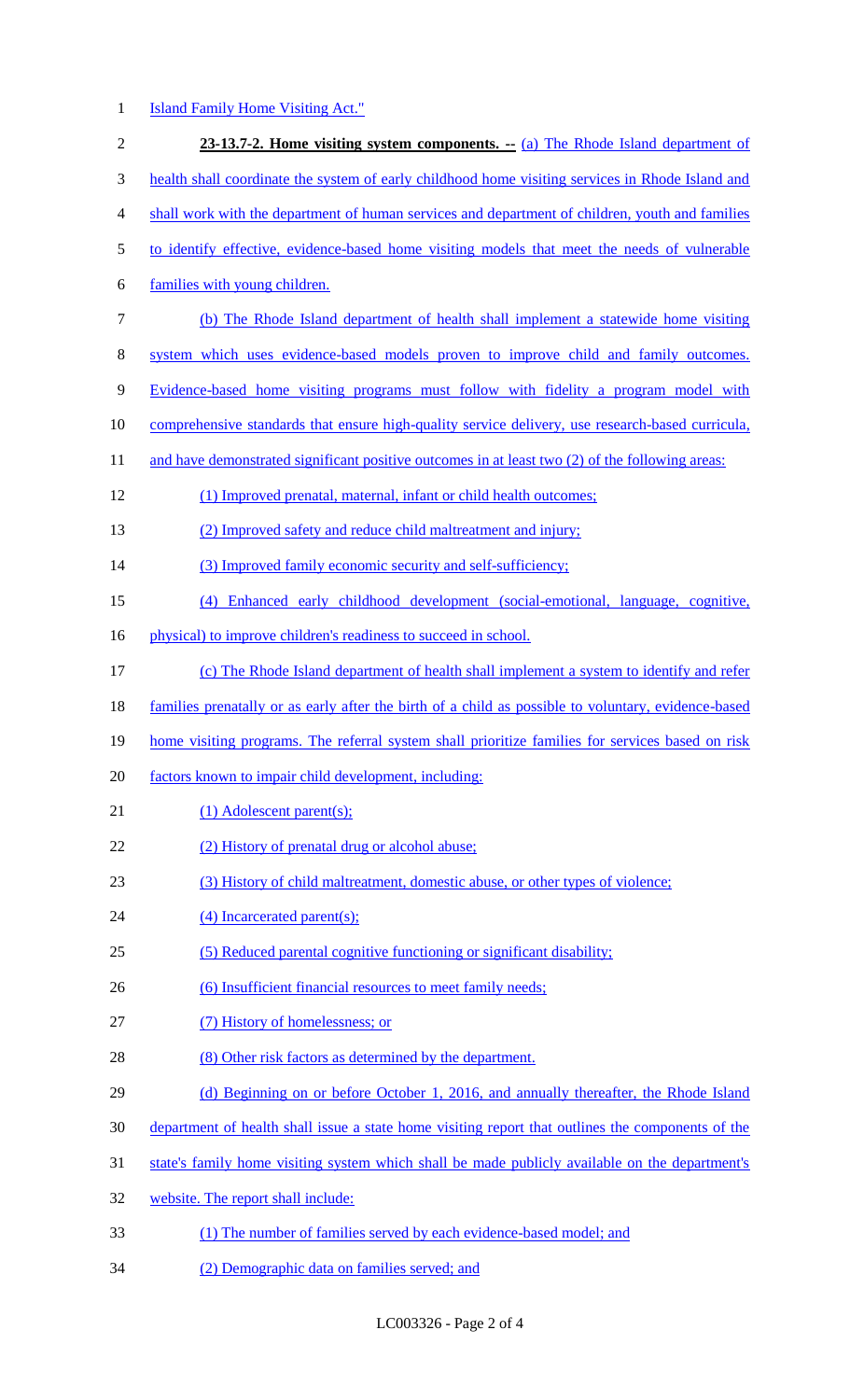Island Family Home Visiting Act."

**23-13.7-2. Home visiting system components. --** (a) The Rhode Island department of health shall coordinate the system of early childhood home visiting services in Rhode Island and shall work with the department of human services and department of children, youth and families to identify effective, evidence-based home visiting models that meet the needs of vulnerable families with young children.

(b) The Rhode Island department of health shall implement a statewide home visiting system which uses evidence-based models proven to improve child and family outcomes. Evidence-based home visiting programs must follow with fidelity a program model with comprehensive standards that ensure high-quality service delivery, use research-based curricula, and have demonstrated significant positive outcomes in at least two (2) of the following areas:

(1) Improved prenatal, maternal, infant or child health outcomes;

(2) Improved safety and reduce child maltreatment and injury;

(3) Improved family economic security and self-sufficiency;

(4) Enhanced early childhood development (social-emotional, language, cognitive, physical) to improve children's readiness to succeed in school.

(c) The Rhode Island department of health shall implement a system to identify and refer families prenatally or as early after the birth of a child as possible to voluntary, evidence-based home visiting programs. The referral system shall prioritize families for services based on risk factors known to impair child development, including:

(1) Adolescent parent(s);

(2) History of prenatal drug or alcohol abuse;

(3) History of child maltreatment, domestic abuse, or other types of violence;

(4) Incarcerated parent(s);

(5) Reduced parental cognitive functioning or significant disability;

(6) Insufficient financial resources to meet family needs;

(7) History of homelessness; or

(8) Other risk factors as determined by the department.

(d) Beginning on or before October 1, 2016, and annually thereafter, the Rhode Island department of health shall issue a state home visiting report that outlines the components of the state's family home visiting system which shall be made publicly available on the department's website. The report shall include:

(1) The number of families served by each evidence-based model; and

(2) Demographic data on families served; and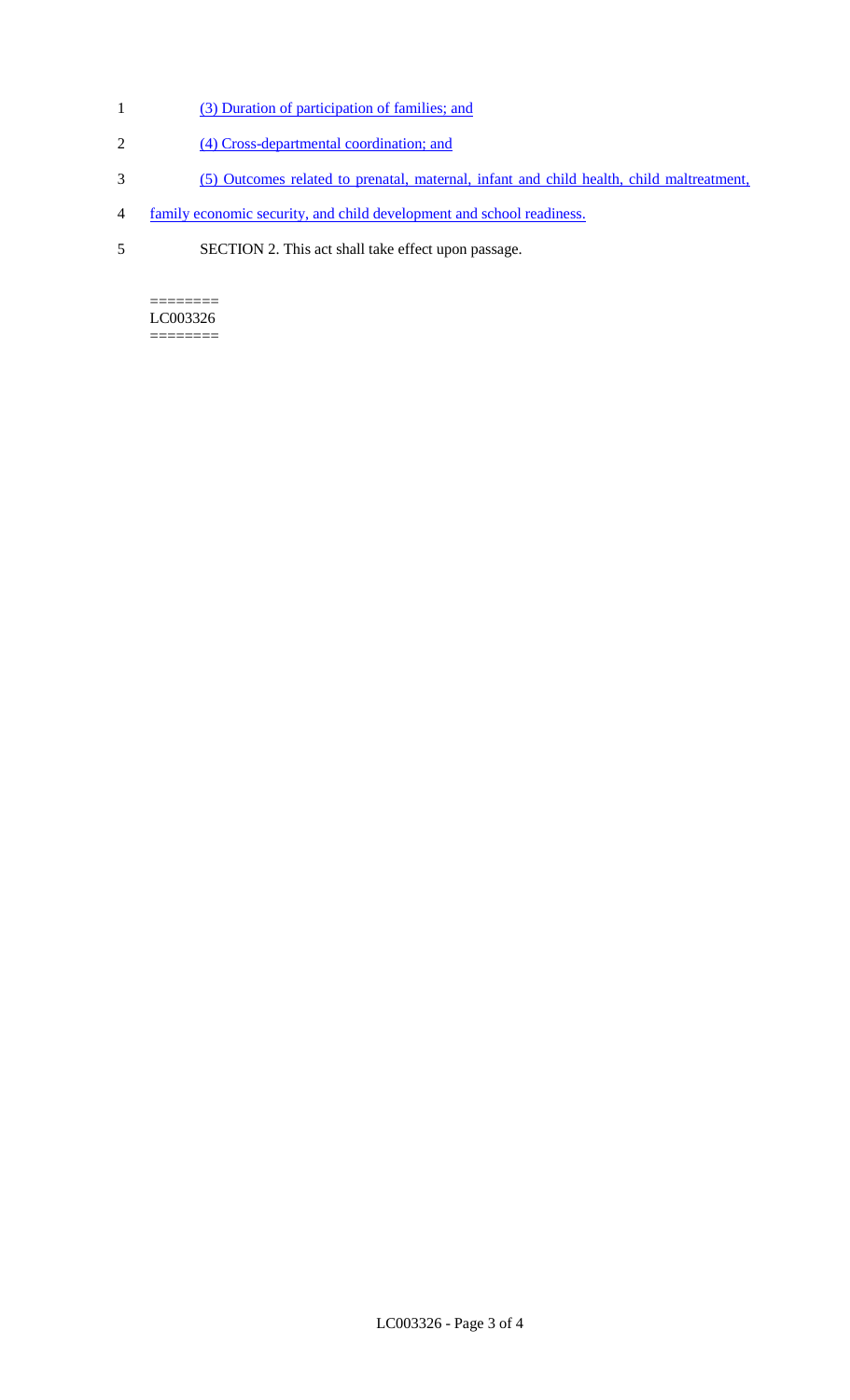(3) Duration of participation of families; and

(4) Cross-departmental coordination; and

(5) Outcomes related to prenatal, maternal, infant and child health, child maltreatment, family economic security, and child development and school readiness.

SECTION 2. This act shall take effect upon passage.

========
LC003326
========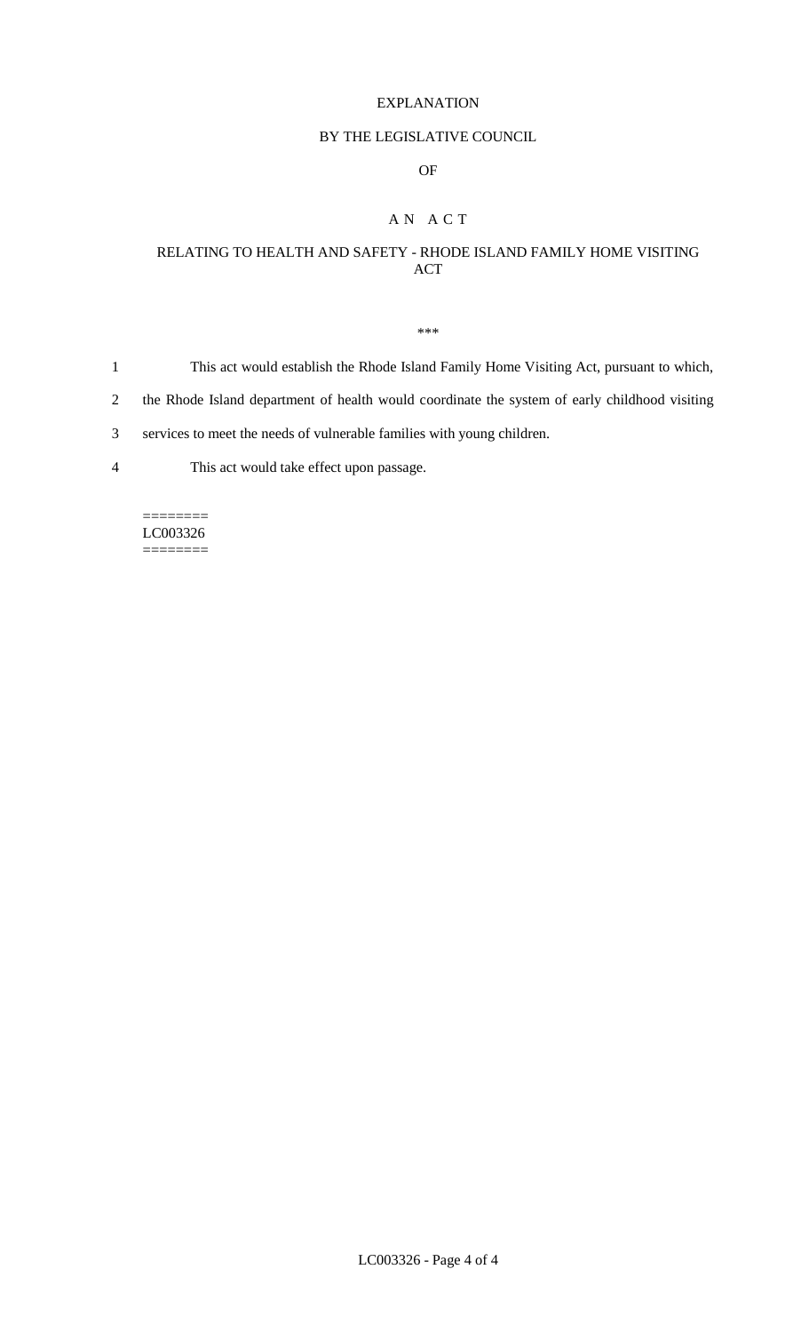EXPLANATION

BY THE LEGISLATIVE COUNCIL

OF

# A N A C T

RELATING TO HEALTH AND SAFETY - RHODE ISLAND FAMILY HOME VISITING ACT

\*\*\*

1 This act would establish the Rhode Island Family Home Visiting Act, pursuant to which,
2 the Rhode Island department of health would coordinate the system of early childhood visiting
3 services to meet the needs of vulnerable families with young children.
4 This act would take effect upon passage.

========
LC003326
========